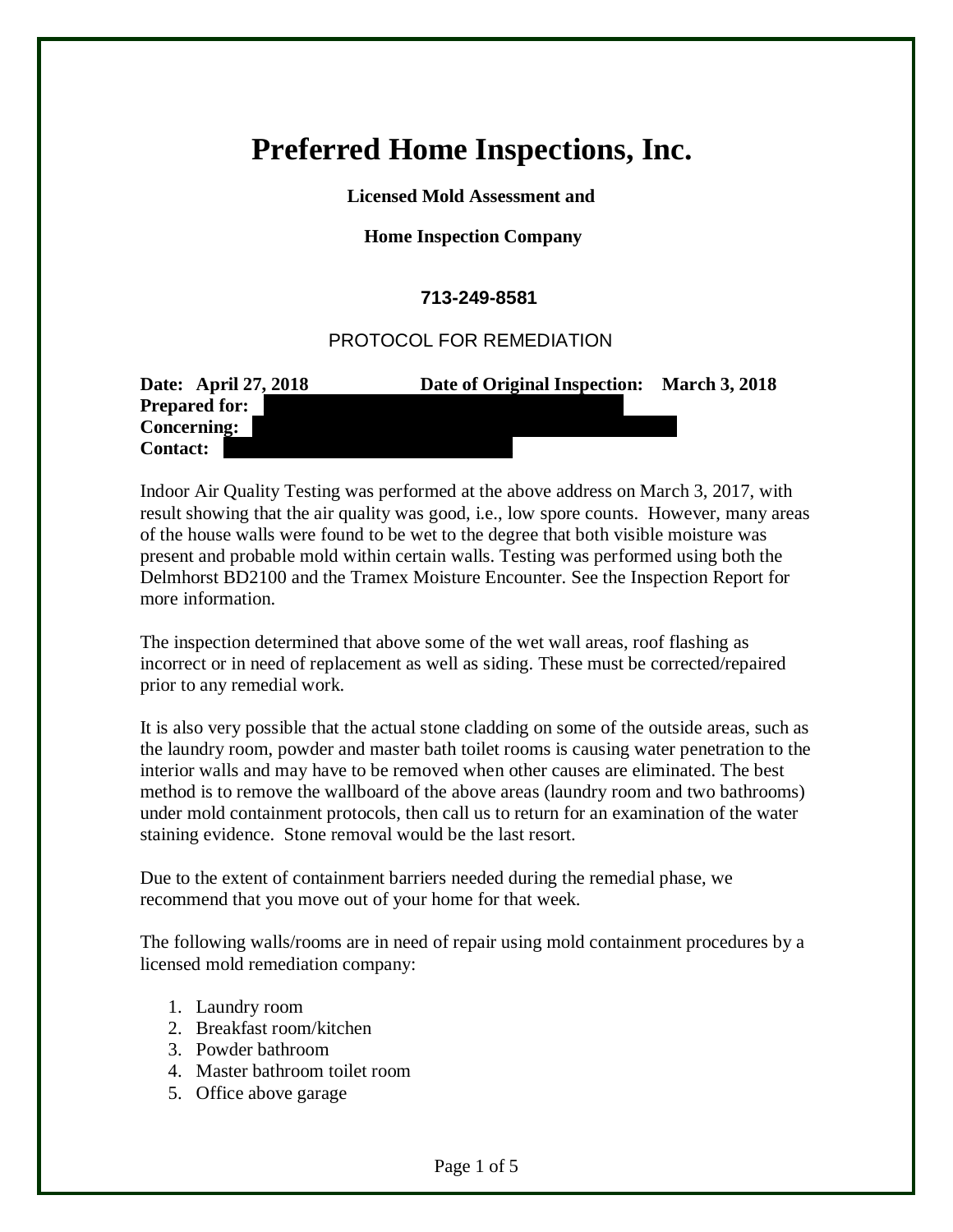# Preferred Home Inspections, Inc.

**Licensed Mold Assessment and**

**Home Inspection Company**

**713-249-8581**

PROTOCOL FOR REMEDIATION

**Date: April 27, 2018** **Date of Original Inspection: March 3, 2018**
**Prepared for:**
**Concerning:**
**Contact:**

Indoor Air Quality Testing was performed at the above address on March 3, 2017, with result showing that the air quality was good, i.e., low spore counts. However, many areas of the house walls were found to be wet to the degree that both visible moisture was present and probable mold within certain walls. Testing was performed using both the Delmhorst BD2100 and the Tramex Moisture Encounter. See the Inspection Report for more information.

The inspection determined that above some of the wet wall areas, roof flashing as incorrect or in need of replacement as well as siding. These must be corrected/repaired prior to any remedial work.

It is also very possible that the actual stone cladding on some of the outside areas, such as the laundry room, powder and master bath toilet rooms is causing water penetration to the interior walls and may have to be removed when other causes are eliminated. The best method is to remove the wallboard of the above areas (laundry room and two bathrooms) under mold containment protocols, then call us to return for an examination of the water staining evidence. Stone removal would be the last resort.

Due to the extent of containment barriers needed during the remedial phase, we recommend that you move out of your home for that week.

The following walls/rooms are in need of repair using mold containment procedures by a licensed mold remediation company:

1. Laundry room
2. Breakfast room/kitchen
3. Powder bathroom
4. Master bathroom toilet room
5. Office above garage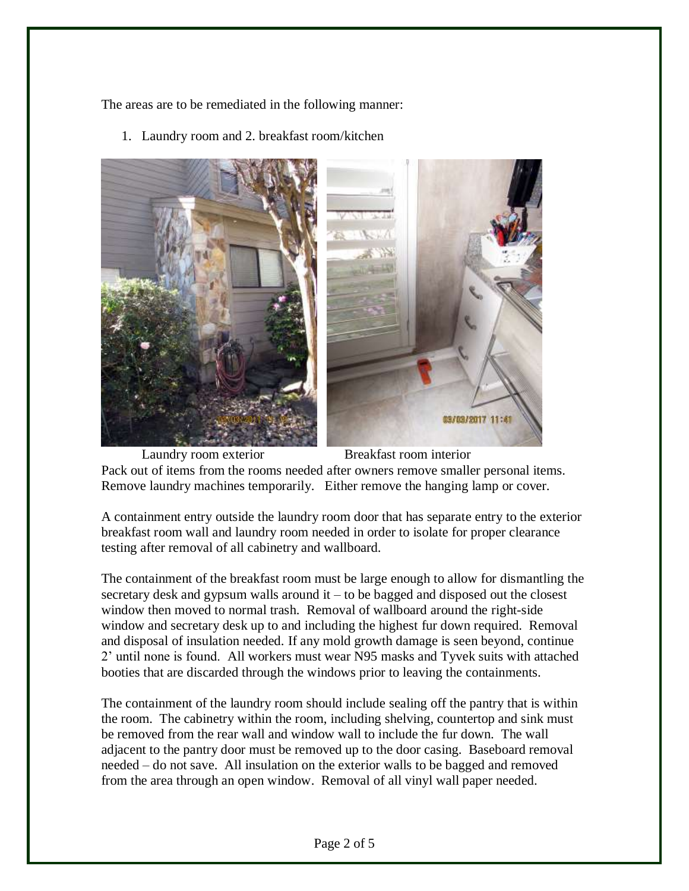The areas are to be remediated in the following manner:

1. Laundry room and 2. breakfast room/kitchen

Laundry room exterior     Breakfast room interior

Pack out of items from the rooms needed after owners remove smaller personal items. Remove laundry machines temporarily. Either remove the hanging lamp or cover.

A containment entry outside the laundry room door that has separate entry to the exterior breakfast room wall and laundry room needed in order to isolate for proper clearance testing after removal of all cabinetry and wallboard.

The containment of the breakfast room must be large enough to allow for dismantling the secretary desk and gypsum walls around it – to be bagged and disposed out the closest window then moved to normal trash. Removal of wallboard around the right-side window and secretary desk up to and including the highest fur down required. Removal and disposal of insulation needed. If any mold growth damage is seen beyond, continue 2' until none is found. All workers must wear N95 masks and Tyvek suits with attached booties that are discarded through the windows prior to leaving the containments.

The containment of the laundry room should include sealing off the pantry that is within the room. The cabinetry within the room, including shelving, countertop and sink must be removed from the rear wall and window wall to include the fur down. The wall adjacent to the pantry door must be removed up to the door casing. Baseboard removal needed – do not save. All insulation on the exterior walls to be bagged and removed from the area through an open window. Removal of all vinyl wall paper needed.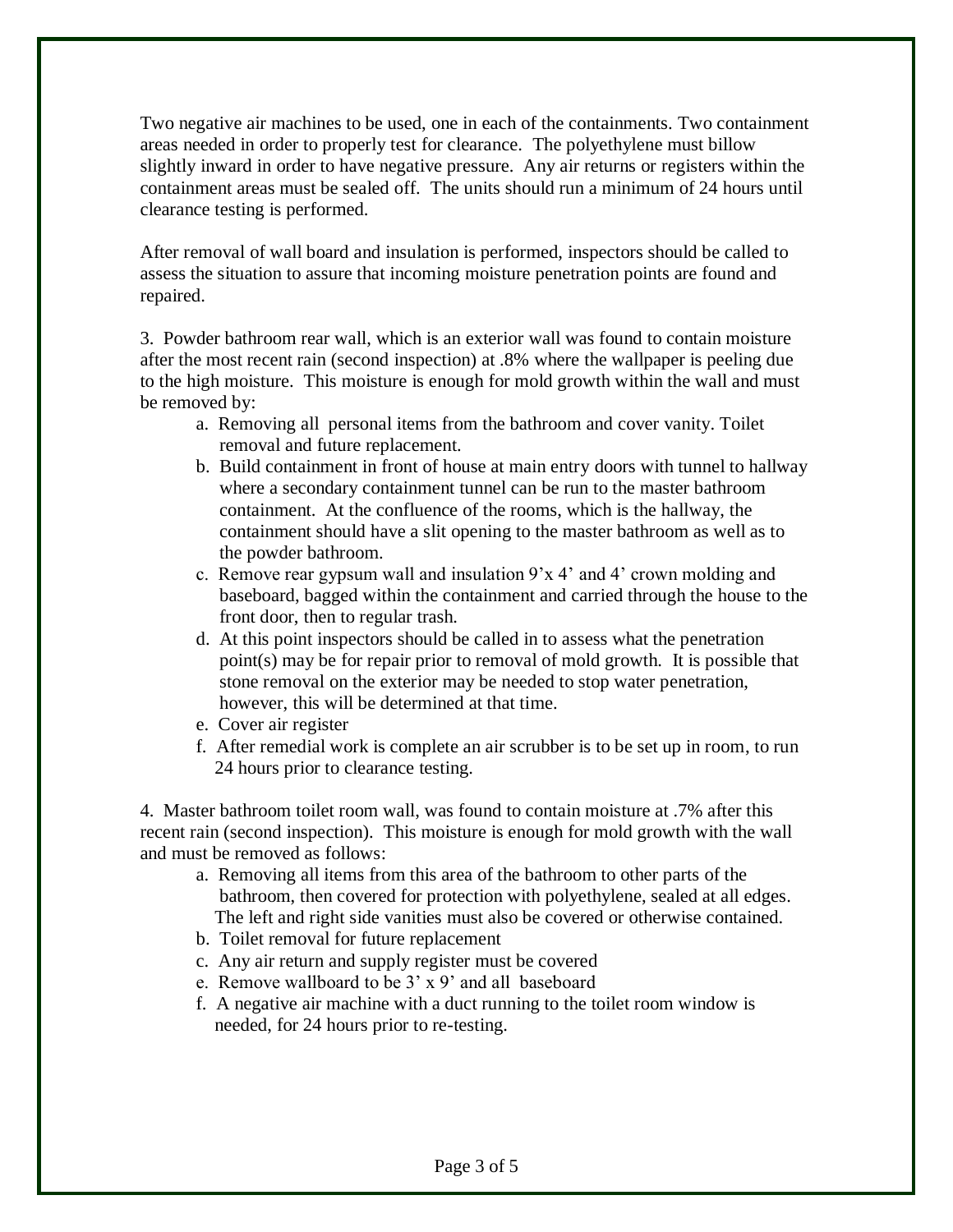Two negative air machines to be used, one in each of the containments. Two containment areas needed in order to properly test for clearance. The polyethylene must billow slightly inward in order to have negative pressure. Any air returns or registers within the containment areas must be sealed off. The units should run a minimum of 24 hours until clearance testing is performed.

After removal of wall board and insulation is performed, inspectors should be called to assess the situation to assure that incoming moisture penetration points are found and repaired.

3. Powder bathroom rear wall, which is an exterior wall was found to contain moisture after the most recent rain (second inspection) at .8% where the wallpaper is peeling due to the high moisture. This moisture is enough for mold growth within the wall and must be removed by:

   a. Removing all personal items from the bathroom and cover vanity. Toilet removal and future replacement.
   b. Build containment in front of house at main entry doors with tunnel to hallway where a secondary containment tunnel can be run to the master bathroom containment. At the confluence of the rooms, which is the hallway, the containment should have a slit opening to the master bathroom as well as to the powder bathroom.
   c. Remove rear gypsum wall and insulation 9'x 4' and 4' crown molding and baseboard, bagged within the containment and carried through the house to the front door, then to regular trash.
   d. At this point inspectors should be called in to assess what the penetration point(s) may be for repair prior to removal of mold growth. It is possible that stone removal on the exterior may be needed to stop water penetration, however, this will be determined at that time.
   e. Cover air register
   f. After remedial work is complete an air scrubber is to be set up in room, to run 24 hours prior to clearance testing.

4. Master bathroom toilet room wall, was found to contain moisture at .7% after this recent rain (second inspection). This moisture is enough for mold growth with the wall and must be removed as follows:

   a. Removing all items from this area of the bathroom to other parts of the bathroom, then covered for protection with polyethylene, sealed at all edges. The left and right side vanities must also be covered or otherwise contained.
   b. Toilet removal for future replacement
   c. Any air return and supply register must be covered
   e. Remove wallboard to be 3' x 9' and all baseboard
   f. A negative air machine with a duct running to the toilet room window is needed, for 24 hours prior to re-testing.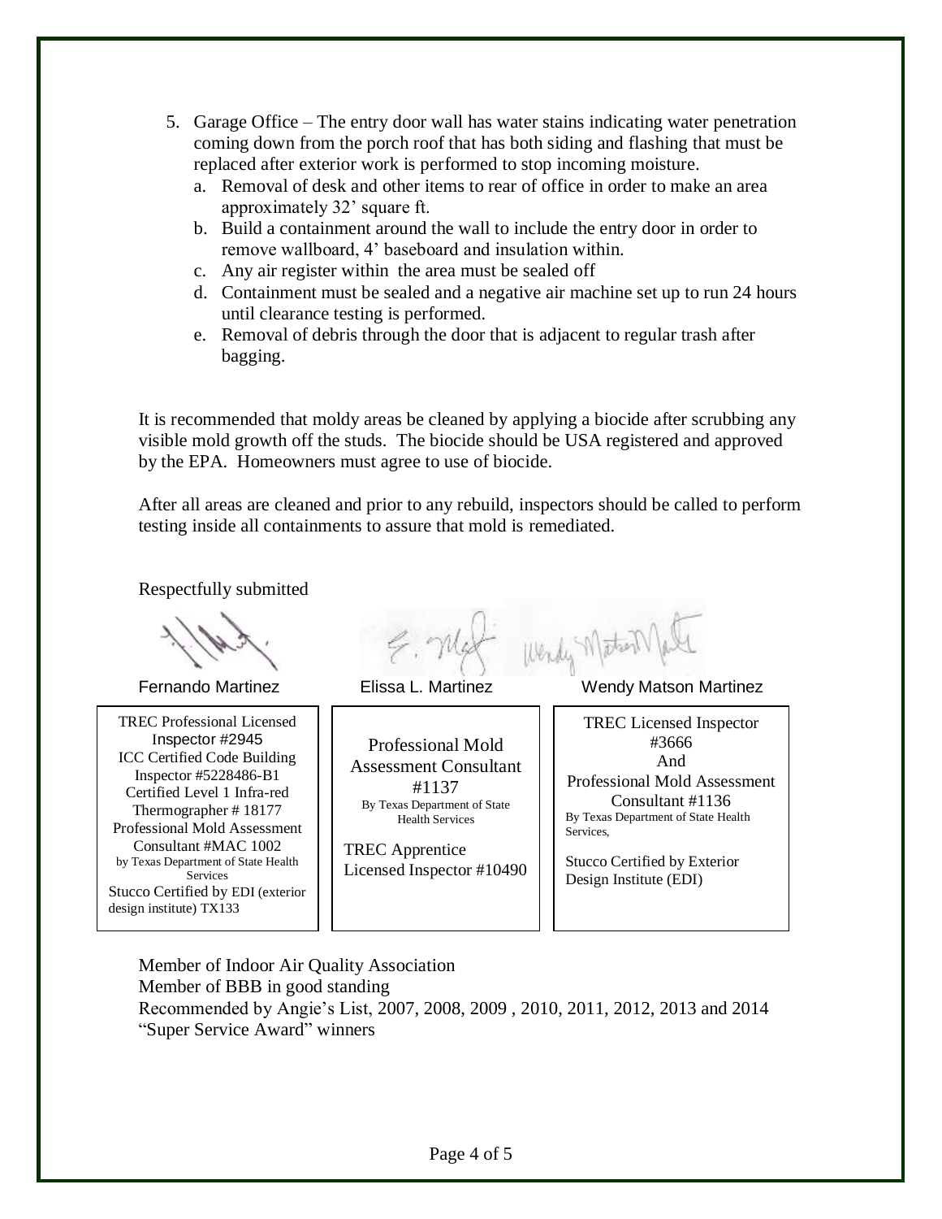5. Garage Office – The entry door wall has water stains indicating water penetration coming down from the porch roof that has both siding and flashing that must be replaced after exterior work is performed to stop incoming moisture.
   a. Removal of desk and other items to rear of office in order to make an area approximately 32' square ft.
   b. Build a containment around the wall to include the entry door in order to remove wallboard, 4' baseboard and insulation within.
   c. Any air register within the area must be sealed off
   d. Containment must be sealed and a negative air machine set up to run 24 hours until clearance testing is performed.
   e. Removal of debris through the door that is adjacent to regular trash after bagging.

It is recommended that moldy areas be cleaned by applying a biocide after scrubbing any visible mold growth off the studs. The biocide should be USA registered and approved by the EPA. Homeowners must agree to use of biocide.

After all areas are cleaned and prior to any rebuild, inspectors should be called to perform testing inside all containments to assure that mold is remediated.

Respectfully submitted

| Fernando Martinez | Elissa L. Martinez | Wendy Matson Martinez |
| --- | --- | --- |
| TREC Professional Licensed Inspector #2945<br>ICC Certified Code Building Inspector #5228486-B1<br>Certified Level 1 Infra-red Thermographer # 18177<br>Professional Mold Assessment Consultant #MAC 1002<br>by Texas Department of State Health Services<br>Stucco Certified by EDI (exterior design institute) TX133 | Professional Mold Assessment Consultant #1137<br>By Texas Department of State Health Services<br>TREC Apprentice Licensed Inspector #10490 | TREC Licensed Inspector #3666<br>And<br>Professional Mold Assessment Consultant #1136<br>By Texas Department of State Health Services,<br>Stucco Certified by Exterior Design Institute (EDI) |

Member of Indoor Air Quality Association
Member of BBB in good standing
Recommended by Angie's List, 2007, 2008, 2009 , 2010, 2011, 2012, 2013 and 2014 "Super Service Award" winners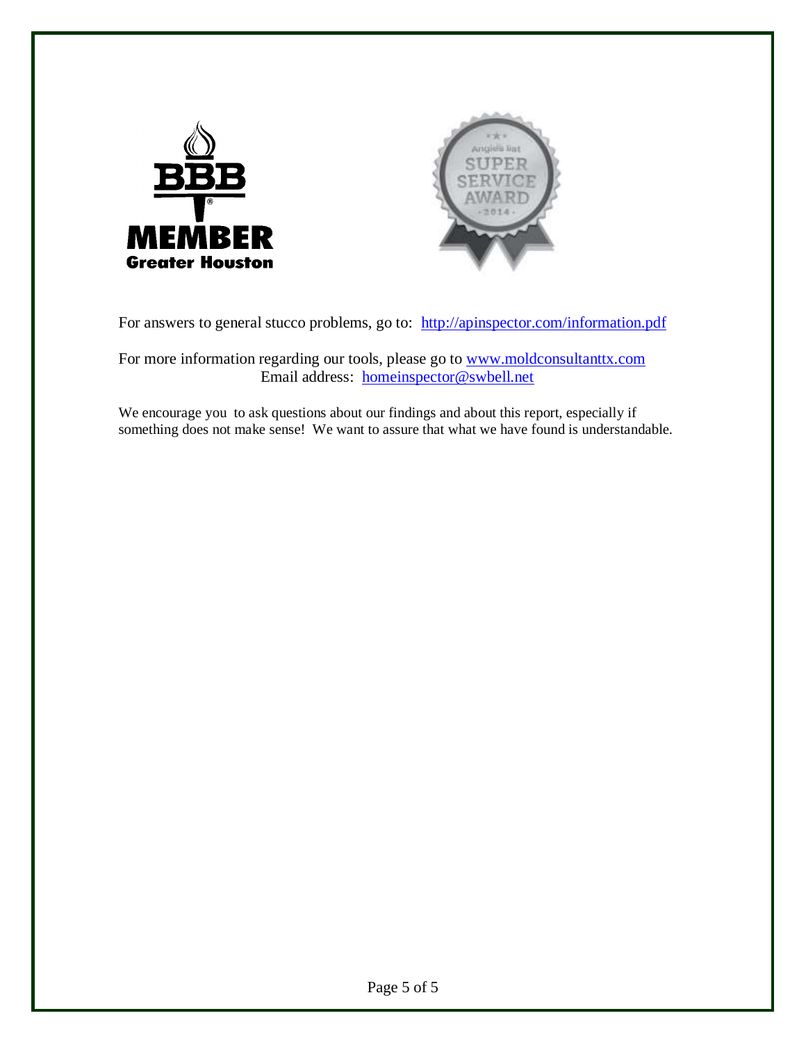For answers to general stucco problems, go to: http://apinspector.com/information.pdf

For more information regarding our tools, please go to www.moldconsultanttx.com
Email address: homeinspector@swbell.net

We encourage you to ask questions about our findings and about this report, especially if something does not make sense! We want to assure that what we have found is understandable.